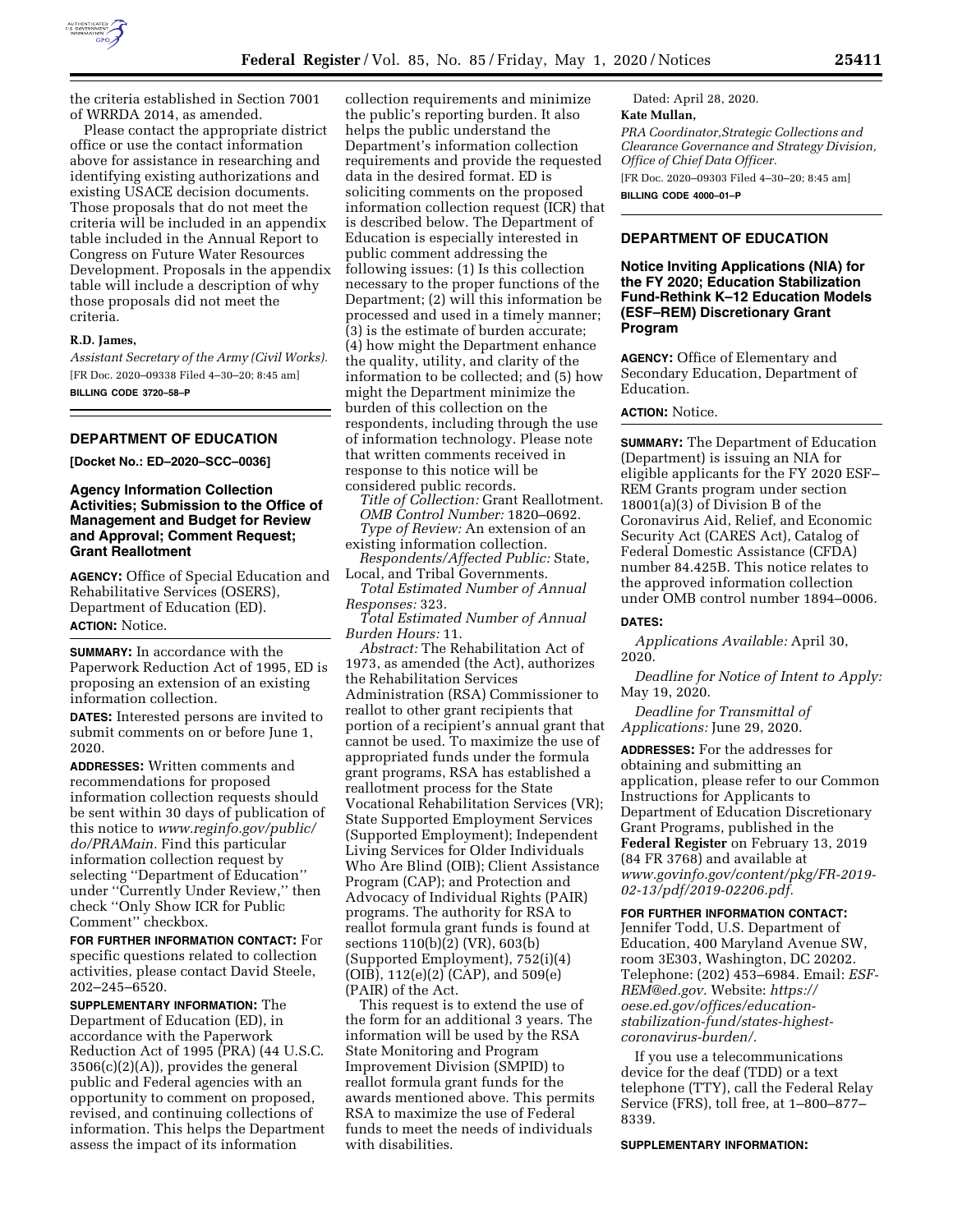the criteria established in Section 7001 of WRRDA 2014, as amended.

Please contact the appropriate district office or use the contact information above for assistance in researching and identifying existing authorizations and existing USACE decision documents. Those proposals that do not meet the criteria will be included in an appendix table included in the Annual Report to Congress on Future Water Resources Development. Proposals in the appendix table will include a description of why those proposals did not meet the criteria.

**R.D. James,**

*Assistant Secretary of the Army (Civil Works).*

[FR Doc. 2020–09338 Filed 4–30–20; 8:45 am]

**BILLING CODE 3720–58–P**

## DEPARTMENT OF EDUCATION

**[Docket No.: ED–2020–SCC–0036]**

### Agency Information Collection Activities; Submission to the Office of Management and Budget for Review and Approval; Comment Request; Grant Reallotment

**AGENCY:** Office of Special Education and Rehabilitative Services (OSERS), Department of Education (ED).

**ACTION:** Notice.

**SUMMARY:** In accordance with the Paperwork Reduction Act of 1995, ED is proposing an extension of an existing information collection.

**DATES:** Interested persons are invited to submit comments on or before June 1, 2020.

**ADDRESSES:** Written comments and recommendations for proposed information collection requests should be sent within 30 days of publication of this notice to *www.reginfo.gov/public/do/PRAMain.* Find this particular information collection request by selecting ''Department of Education'' under ''Currently Under Review,'' then check ''Only Show ICR for Public Comment'' checkbox.

**FOR FURTHER INFORMATION CONTACT:** For specific questions related to collection activities, please contact David Steele, 202–245–6520.

**SUPPLEMENTARY INFORMATION:** The Department of Education (ED), in accordance with the Paperwork Reduction Act of 1995 (PRA) (44 U.S.C. 3506(c)(2)(A)), provides the general public and Federal agencies with an opportunity to comment on proposed, revised, and continuing collections of information. This helps the Department assess the impact of its information collection requirements and minimize the public's reporting burden. It also helps the public understand the Department's information collection requirements and provide the requested data in the desired format. ED is soliciting comments on the proposed information collection request (ICR) that is described below. The Department of Education is especially interested in public comment addressing the following issues: (1) Is this collection necessary to the proper functions of the Department; (2) will this information be processed and used in a timely manner; (3) is the estimate of burden accurate; (4) how might the Department enhance the quality, utility, and clarity of the information to be collected; and (5) how might the Department minimize the burden of this collection on the respondents, including through the use of information technology. Please note that written comments received in response to this notice will be considered public records.

*Title of Collection:* Grant Reallotment.

*OMB Control Number:* 1820–0692.

*Type of Review:* An extension of an existing information collection.

*Respondents/Affected Public:* State, Local, and Tribal Governments.

*Total Estimated Number of Annual Responses:* 323.

*Total Estimated Number of Annual Burden Hours:* 11.

*Abstract:* The Rehabilitation Act of 1973, as amended (the Act), authorizes the Rehabilitation Services Administration (RSA) Commissioner to reallot to other grant recipients that portion of a recipient's annual grant that cannot be used. To maximize the use of appropriated funds under the formula grant programs, RSA has established a reallotment process for the State Vocational Rehabilitation Services (VR); State Supported Employment Services (Supported Employment); Independent Living Services for Older Individuals Who Are Blind (OIB); Client Assistance Program (CAP); and Protection and Advocacy of Individual Rights (PAIR) programs. The authority for RSA to reallot formula grant funds is found at sections 110(b)(2) (VR), 603(b) (Supported Employment), 752(i)(4) (OIB), 112(e)(2) (CAP), and 509(e) (PAIR) of the Act.

This request is to extend the use of the form for an additional 3 years. The information will be used by the RSA State Monitoring and Program Improvement Division (SMPID) to reallot formula grant funds for the awards mentioned above. This permits RSA to maximize the use of Federal funds to meet the needs of individuals with disabilities.

Dated: April 28, 2020.

**Kate Mullan,**

*PRA Coordinator,Strategic Collections and Clearance Governance and Strategy Division, Office of Chief Data Officer.*

[FR Doc. 2020–09303 Filed 4–30–20; 8:45 am]

**BILLING CODE 4000–01–P**

## DEPARTMENT OF EDUCATION

### Notice Inviting Applications (NIA) for the FY 2020; Education Stabilization Fund-Rethink K–12 Education Models (ESF–REM) Discretionary Grant Program

**AGENCY:** Office of Elementary and Secondary Education, Department of Education.

**ACTION:** Notice.

**SUMMARY:** The Department of Education (Department) is issuing an NIA for eligible applicants for the FY 2020 ESF–REM Grants program under section 18001(a)(3) of Division B of the Coronavirus Aid, Relief, and Economic Security Act (CARES Act), Catalog of Federal Domestic Assistance (CFDA) number 84.425B. This notice relates to the approved information collection under OMB control number 1894–0006.

**DATES:**

*Applications Available:* April 30, 2020.

*Deadline for Notice of Intent to Apply:* May 19, 2020.

*Deadline for Transmittal of Applications:* June 29, 2020.

**ADDRESSES:** For the addresses for obtaining and submitting an application, please refer to our Common Instructions for Applicants to Department of Education Discretionary Grant Programs, published in the **Federal Register** on February 13, 2019 (84 FR 3768) and available at *www.govinfo.gov/content/pkg/FR-2019-02-13/pdf/2019-02206.pdf.*

**FOR FURTHER INFORMATION CONTACT:** Jennifer Todd, U.S. Department of Education, 400 Maryland Avenue SW, room 3E303, Washington, DC 20202. Telephone: (202) 453–6984. Email: *ESF-REM@ed.gov.* Website: *https://oese.ed.gov/offices/education-stabilization-fund/states-highest-coronavirus-burden/.*

If you use a telecommunications device for the deaf (TDD) or a text telephone (TTY), call the Federal Relay Service (FRS), toll free, at 1–800–877–8339.

**SUPPLEMENTARY INFORMATION:**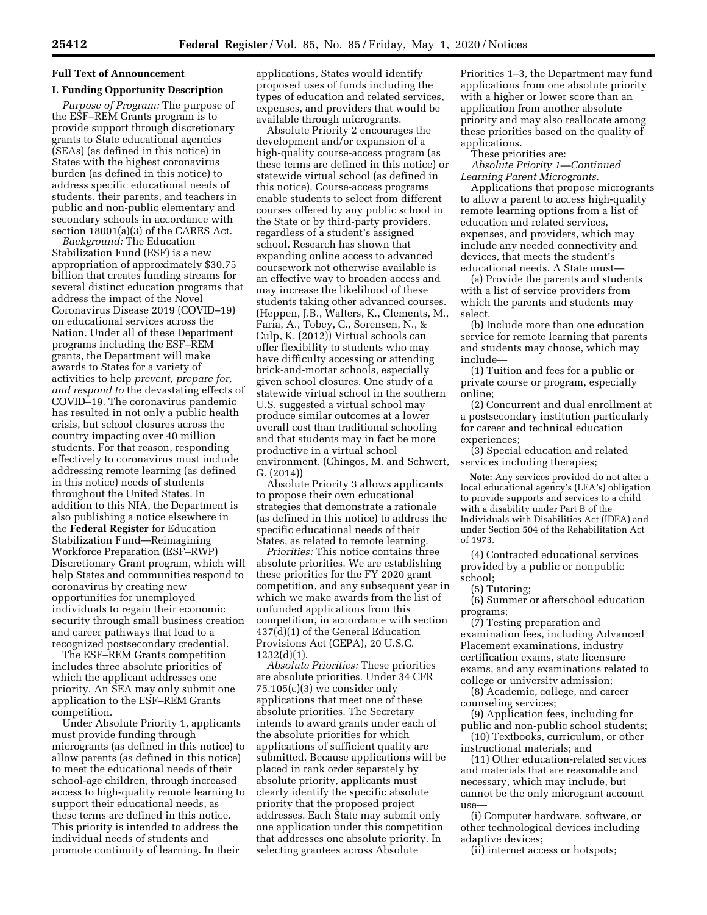## Full Text of Announcement

### I. Funding Opportunity Description

*Purpose of Program:* The purpose of the ESF–REM Grants program is to provide support through discretionary grants to State educational agencies (SEAs) (as defined in this notice) in States with the highest coronavirus burden (as defined in this notice) to address specific educational needs of students, their parents, and teachers in public and non-public elementary and secondary schools in accordance with section 18001(a)(3) of the CARES Act.

*Background:* The Education Stabilization Fund (ESF) is a new appropriation of approximately $30.75 billion that creates funding streams for several distinct education programs that address the impact of the Novel Coronavirus Disease 2019 (COVID–19) on educational services across the Nation. Under all of these Department programs including the ESF–REM grants, the Department will make awards to States for a variety of activities to help *prevent, prepare for, and respond to* the devastating effects of COVID–19. The coronavirus pandemic has resulted in not only a public health crisis, but school closures across the country impacting over 40 million students. For that reason, responding effectively to coronavirus must include addressing remote learning (as defined in this notice) needs of students throughout the United States. In addition to this NIA, the Department is also publishing a notice elsewhere in the **Federal Register** for Education Stabilization Fund—Reimagining Workforce Preparation (ESF–RWP) Discretionary Grant program, which will help States and communities respond to coronavirus by creating new opportunities for unemployed individuals to regain their economic security through small business creation and career pathways that lead to a recognized postsecondary credential.

The ESF–REM Grants competition includes three absolute priorities of which the applicant addresses one priority. An SEA may only submit one application to the ESF–REM Grants competition.

Under Absolute Priority 1, applicants must provide funding through microgrants (as defined in this notice) to allow parents (as defined in this notice) to meet the educational needs of their school-age children, through increased access to high-quality remote learning to support their educational needs, as these terms are defined in this notice. This priority is intended to address the individual needs of students and promote continuity of learning. In their applications, States would identify proposed uses of funds including the types of education and related services, expenses, and providers that would be available through microgrants.

Absolute Priority 2 encourages the development and/or expansion of a high-quality course-access program (as these terms are defined in this notice) or statewide virtual school (as defined in this notice). Course-access programs enable students to select from different courses offered by any public school in the State or by third-party providers, regardless of a student's assigned school. Research has shown that expanding online access to advanced coursework not otherwise available is an effective way to broaden access and may increase the likelihood of these students taking other advanced courses. (Heppen, J.B., Walters, K., Clements, M., Faria, A., Tobey, C., Sorensen, N., & Culp, K. (2012)) Virtual schools can offer flexibility to students who may have difficulty accessing or attending brick-and-mortar schools, especially given school closures. One study of a statewide virtual school in the southern U.S. suggested a virtual school may produce similar outcomes at a lower overall cost than traditional schooling and that students may in fact be more productive in a virtual school environment. (Chingos, M. and Schwert, G. (2014))

Absolute Priority 3 allows applicants to propose their own educational strategies that demonstrate a rationale (as defined in this notice) to address the specific educational needs of their States, as related to remote learning.

*Priorities:* This notice contains three absolute priorities. We are establishing these priorities for the FY 2020 grant competition, and any subsequent year in which we make awards from the list of unfunded applications from this competition, in accordance with section 437(d)(1) of the General Education Provisions Act (GEPA), 20 U.S.C. 1232(d)(1).

*Absolute Priorities:* These priorities are absolute priorities. Under 34 CFR 75.105(c)(3) we consider only applications that meet one of these absolute priorities. The Secretary intends to award grants under each of the absolute priorities for which applications of sufficient quality are submitted. Because applications will be placed in rank order separately by absolute priority, applicants must clearly identify the specific absolute priority that the proposed project addresses. Each State may submit only one application under this competition that addresses one absolute priority. In selecting grantees across Absolute Priorities 1–3, the Department may fund applications from one absolute priority with a higher or lower score than an application from another absolute priority and may also reallocate among these priorities based on the quality of applications.

These priorities are:

*Absolute Priority 1—Continued Learning Parent Microgrants.*

Applications that propose microgrants to allow a parent to access high-quality remote learning options from a list of education and related services, expenses, and providers, which may include any needed connectivity and devices, that meets the student's educational needs. A State must—

(a) Provide the parents and students with a list of service providers from which the parents and students may select.

(b) Include more than one education service for remote learning that parents and students may choose, which may include—

(1) Tuition and fees for a public or private course or program, especially online;

(2) Concurrent and dual enrollment at a postsecondary institution particularly for career and technical education experiences;

(3) Special education and related services including therapies;

**Note:** Any services provided do not alter a local educational agency's (LEA's) obligation to provide supports and services to a child with a disability under Part B of the Individuals with Disabilities Act (IDEA) and under Section 504 of the Rehabilitation Act of 1973.

(4) Contracted educational services provided by a public or nonpublic school;

(5) Tutoring;

(6) Summer or afterschool education programs;

(7) Testing preparation and examination fees, including Advanced Placement examinations, industry certification exams, state licensure exams, and any examinations related to college or university admission;

(8) Academic, college, and career counseling services;

(9) Application fees, including for public and non-public school students;

(10) Textbooks, curriculum, or other instructional materials; and

(11) Other education-related services and materials that are reasonable and necessary, which may include, but cannot be the only microgrant account use—

(i) Computer hardware, software, or other technological devices including adaptive devices;

(ii) internet access or hotspots;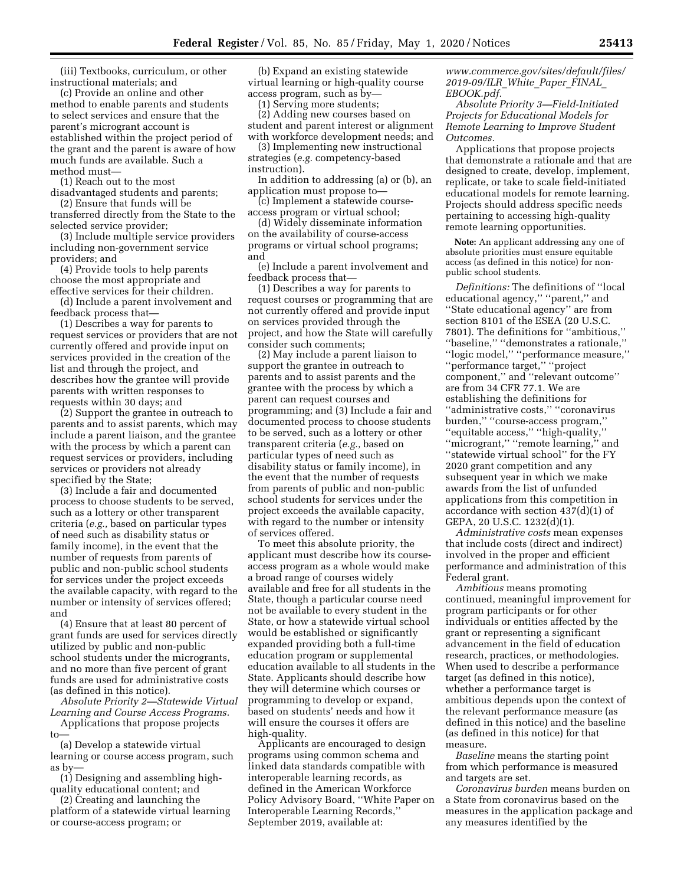(iii) Textbooks, curriculum, or other instructional materials; and

(c) Provide an online and other method to enable parents and students to select services and ensure that the parent's microgrant account is established within the project period of the grant and the parent is aware of how much funds are available. Such a method must—

(1) Reach out to the most disadvantaged students and parents;

(2) Ensure that funds will be transferred directly from the State to the selected service provider;

(3) Include multiple service providers including non-government service providers; and

(4) Provide tools to help parents choose the most appropriate and effective services for their children.

(d) Include a parent involvement and feedback process that—

(1) Describes a way for parents to request services or providers that are not currently offered and provide input on services provided in the creation of the list and through the project, and describes how the grantee will provide parents with written responses to requests within 30 days; and

(2) Support the grantee in outreach to parents and to assist parents, which may include a parent liaison, and the grantee with the process by which a parent can request services or providers, including services or providers not already specified by the State;

(3) Include a fair and documented process to choose students to be served, such as a lottery or other transparent criteria (*e.g.,* based on particular types of need such as disability status or family income), in the event that the number of requests from parents of public and non-public school students for services under the project exceeds the available capacity, with regard to the number or intensity of services offered; and

(4) Ensure that at least 80 percent of grant funds are used for services directly utilized by public and non-public school students under the microgrants, and no more than five percent of grant funds are used for administrative costs (as defined in this notice).

*Absolute Priority 2—Statewide Virtual Learning and Course Access Programs.*

Applications that propose projects to—

(a) Develop a statewide virtual learning or course access program, such as by—

(1) Designing and assembling high-quality educational content; and

(2) Creating and launching the platform of a statewide virtual learning or course-access program; or

(b) Expand an existing statewide virtual learning or high-quality course access program, such as by—

(1) Serving more students;

(2) Adding new courses based on student and parent interest or alignment with workforce development needs; and

(3) Implementing new instructional strategies (*e.g.* competency-based instruction).

In addition to addressing (a) or (b), an application must propose to—

(c) Implement a statewide course-access program or virtual school;

(d) Widely disseminate information on the availability of course-access programs or virtual school programs; and

(e) Include a parent involvement and feedback process that—

(1) Describes a way for parents to request courses or programming that are not currently offered and provide input on services provided through the project, and how the State will carefully consider such comments;

(2) May include a parent liaison to support the grantee in outreach to parents and to assist parents and the grantee with the process by which a parent can request courses and programming; and (3) Include a fair and documented process to choose students to be served, such as a lottery or other transparent criteria (*e.g.,* based on particular types of need such as disability status or family income), in the event that the number of requests from parents of public and non-public school students for services under the project exceeds the available capacity, with regard to the number or intensity of services offered.

To meet this absolute priority, the applicant must describe how its course-access program as a whole would make a broad range of courses widely available and free for all students in the State, though a particular course need not be available to every student in the State, or how a statewide virtual school would be established or significantly expanded providing both a full-time education program or supplemental education available to all students in the State. Applicants should describe how they will determine which courses or programming to develop or expand, based on students' needs and how it will ensure the courses it offers are high-quality.

Applicants are encouraged to design programs using common schema and linked data standards compatible with interoperable learning records, as defined in the American Workforce Policy Advisory Board, ''White Paper on Interoperable Learning Records,'' September 2019, available at: *www.commerce.gov/sites/default/files/2019-09/ILR_White_Paper_FINAL_EBOOK.pdf.*

*Absolute Priority 3—Field-Initiated Projects for Educational Models for Remote Learning to Improve Student Outcomes.*

Applications that propose projects that demonstrate a rationale and that are designed to create, develop, implement, replicate, or take to scale field-initiated educational models for remote learning. Projects should address specific needs pertaining to accessing high-quality remote learning opportunities.

**Note:** An applicant addressing any one of absolute priorities must ensure equitable access (as defined in this notice) for non-public school students.

*Definitions:* The definitions of ''local educational agency,'' ''parent,'' and ''State educational agency'' are from section 8101 of the ESEA (20 U.S.C. 7801). The definitions for ''ambitious,'' ''baseline,'' ''demonstrates a rationale,'' ''logic model,'' ''performance measure,'' ''performance target,'' ''project component,'' and ''relevant outcome'' are from 34 CFR 77.1. We are establishing the definitions for ''administrative costs,'' ''coronavirus burden,'' ''course-access program,'' ''equitable access,'' ''high-quality,'' ''microgrant,'' ''remote learning,'' and ''statewide virtual school'' for the FY 2020 grant competition and any subsequent year in which we make awards from the list of unfunded applications from this competition in accordance with section 437(d)(1) of GEPA, 20 U.S.C. 1232(d)(1).

*Administrative costs* mean expenses that include costs (direct and indirect) involved in the proper and efficient performance and administration of this Federal grant.

*Ambitious* means promoting continued, meaningful improvement for program participants or for other individuals or entities affected by the grant or representing a significant advancement in the field of education research, practices, or methodologies. When used to describe a performance target (as defined in this notice), whether a performance target is ambitious depends upon the context of the relevant performance measure (as defined in this notice) and the baseline (as defined in this notice) for that measure.

*Baseline* means the starting point from which performance is measured and targets are set.

*Coronavirus burden* means burden on a State from coronavirus based on the measures in the application package and any measures identified by the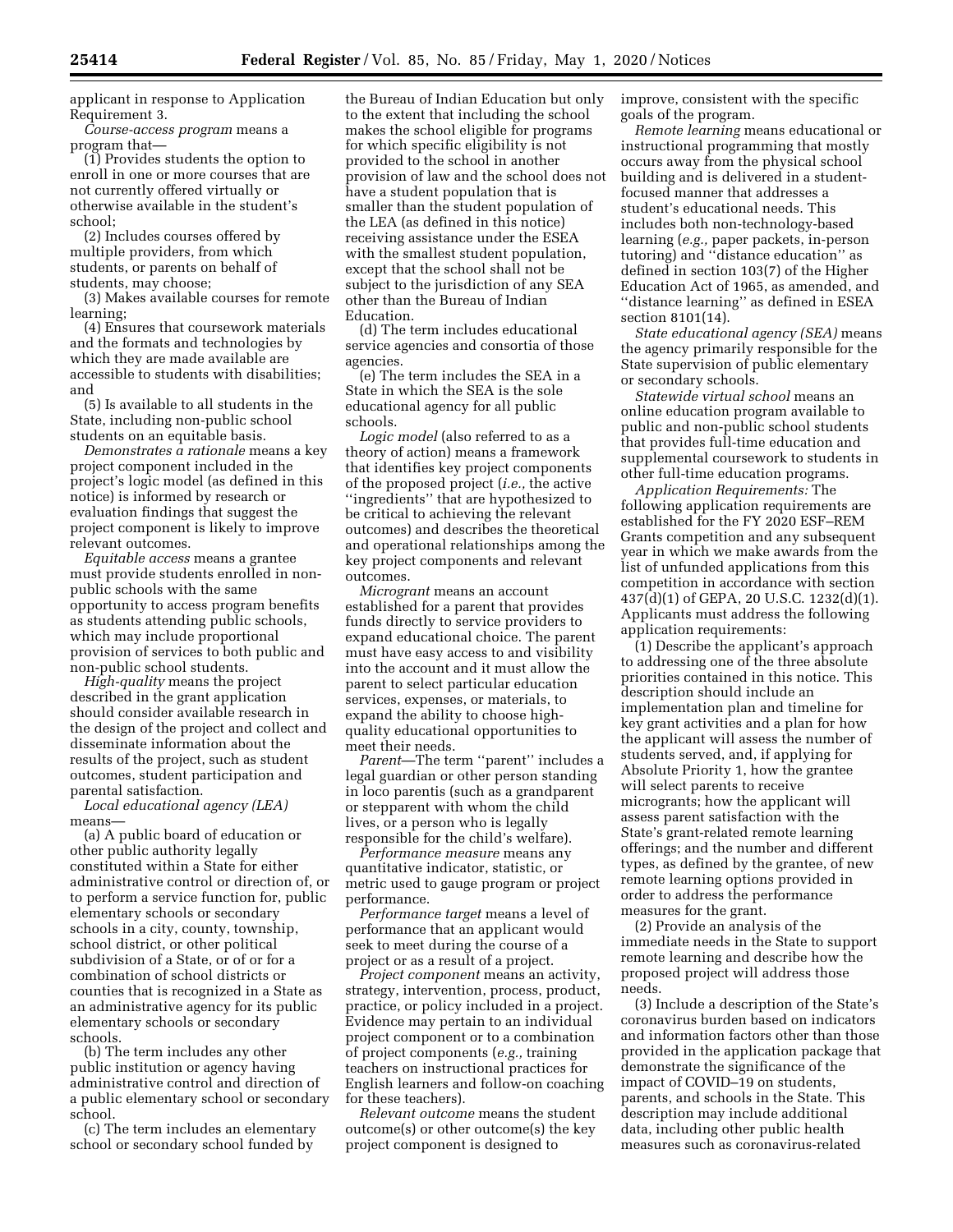applicant in response to Application Requirement 3.

*Course-access program* means a program that—

(1) Provides students the option to enroll in one or more courses that are not currently offered virtually or otherwise available in the student's school;

(2) Includes courses offered by multiple providers, from which students, or parents on behalf of students, may choose;

(3) Makes available courses for remote learning;

(4) Ensures that coursework materials and the formats and technologies by which they are made available are accessible to students with disabilities; and

(5) Is available to all students in the State, including non-public school students on an equitable basis.

*Demonstrates a rationale* means a key project component included in the project's logic model (as defined in this notice) is informed by research or evaluation findings that suggest the project component is likely to improve relevant outcomes.

*Equitable access* means a grantee must provide students enrolled in non-public schools with the same opportunity to access program benefits as students attending public schools, which may include proportional provision of services to both public and non-public school students.

*High-quality* means the project described in the grant application should consider available research in the design of the project and collect and disseminate information about the results of the project, such as student outcomes, student participation and parental satisfaction.

*Local educational agency (LEA)* means—

(a) A public board of education or other public authority legally constituted within a State for either administrative control or direction of, or to perform a service function for, public elementary schools or secondary schools in a city, county, township, school district, or other political subdivision of a State, or of or for a combination of school districts or counties that is recognized in a State as an administrative agency for its public elementary schools or secondary schools.

(b) The term includes any other public institution or agency having administrative control and direction of a public elementary school or secondary school.

(c) The term includes an elementary school or secondary school funded by the Bureau of Indian Education but only to the extent that including the school makes the school eligible for programs for which specific eligibility is not provided to the school in another provision of law and the school does not have a student population that is smaller than the student population of the LEA (as defined in this notice) receiving assistance under the ESEA with the smallest student population, except that the school shall not be subject to the jurisdiction of any SEA other than the Bureau of Indian Education.

(d) The term includes educational service agencies and consortia of those agencies.

(e) The term includes the SEA in a State in which the SEA is the sole educational agency for all public schools.

*Logic model* (also referred to as a theory of action) means a framework that identifies key project components of the proposed project (*i.e.,* the active "ingredients" that are hypothesized to be critical to achieving the relevant outcomes) and describes the theoretical and operational relationships among the key project components and relevant outcomes.

*Microgrant* means an account established for a parent that provides funds directly to service providers to expand educational choice. The parent must have easy access to and visibility into the account and it must allow the parent to select particular education services, expenses, or materials, to expand the ability to choose high-quality educational opportunities to meet their needs.

*Parent*—The term "parent" includes a legal guardian or other person standing in loco parentis (such as a grandparent or stepparent with whom the child lives, or a person who is legally responsible for the child's welfare).

*Performance measure* means any quantitative indicator, statistic, or metric used to gauge program or project performance.

*Performance target* means a level of performance that an applicant would seek to meet during the course of a project or as a result of a project.

*Project component* means an activity, strategy, intervention, process, product, practice, or policy included in a project. Evidence may pertain to an individual project component or to a combination of project components (*e.g.,* training teachers on instructional practices for English learners and follow-on coaching for these teachers).

*Relevant outcome* means the student outcome(s) or other outcome(s) the key project component is designed to improve, consistent with the specific goals of the program.

*Remote learning* means educational or instructional programming that mostly occurs away from the physical school building and is delivered in a student-focused manner that addresses a student's educational needs. This includes both non-technology-based learning (*e.g.,* paper packets, in-person tutoring) and "distance education" as defined in section 103(7) of the Higher Education Act of 1965, as amended, and "distance learning" as defined in ESEA section 8101(14).

*State educational agency (SEA)* means the agency primarily responsible for the State supervision of public elementary or secondary schools.

*Statewide virtual school* means an online education program available to public and non-public school students that provides full-time education and supplemental coursework to students in other full-time education programs.

*Application Requirements:* The following application requirements are established for the FY 2020 ESF–REM Grants competition and any subsequent year in which we make awards from the list of unfunded applications from this competition in accordance with section 437(d)(1) of GEPA, 20 U.S.C. 1232(d)(1). Applicants must address the following application requirements:

(1) Describe the applicant's approach to addressing one of the three absolute priorities contained in this notice. This description should include an implementation plan and timeline for key grant activities and a plan for how the applicant will assess the number of students served, and, if applying for Absolute Priority 1, how the grantee will select parents to receive microgrants; how the applicant will assess parent satisfaction with the State's grant-related remote learning offerings; and the number and different types, as defined by the grantee, of new remote learning options provided in order to address the performance measures for the grant.

(2) Provide an analysis of the immediate needs in the State to support remote learning and describe how the proposed project will address those needs.

(3) Include a description of the State's coronavirus burden based on indicators and information factors other than those provided in the application package that demonstrate the significance of the impact of COVID–19 on students, parents, and schools in the State. This description may include additional data, including other public health measures such as coronavirus-related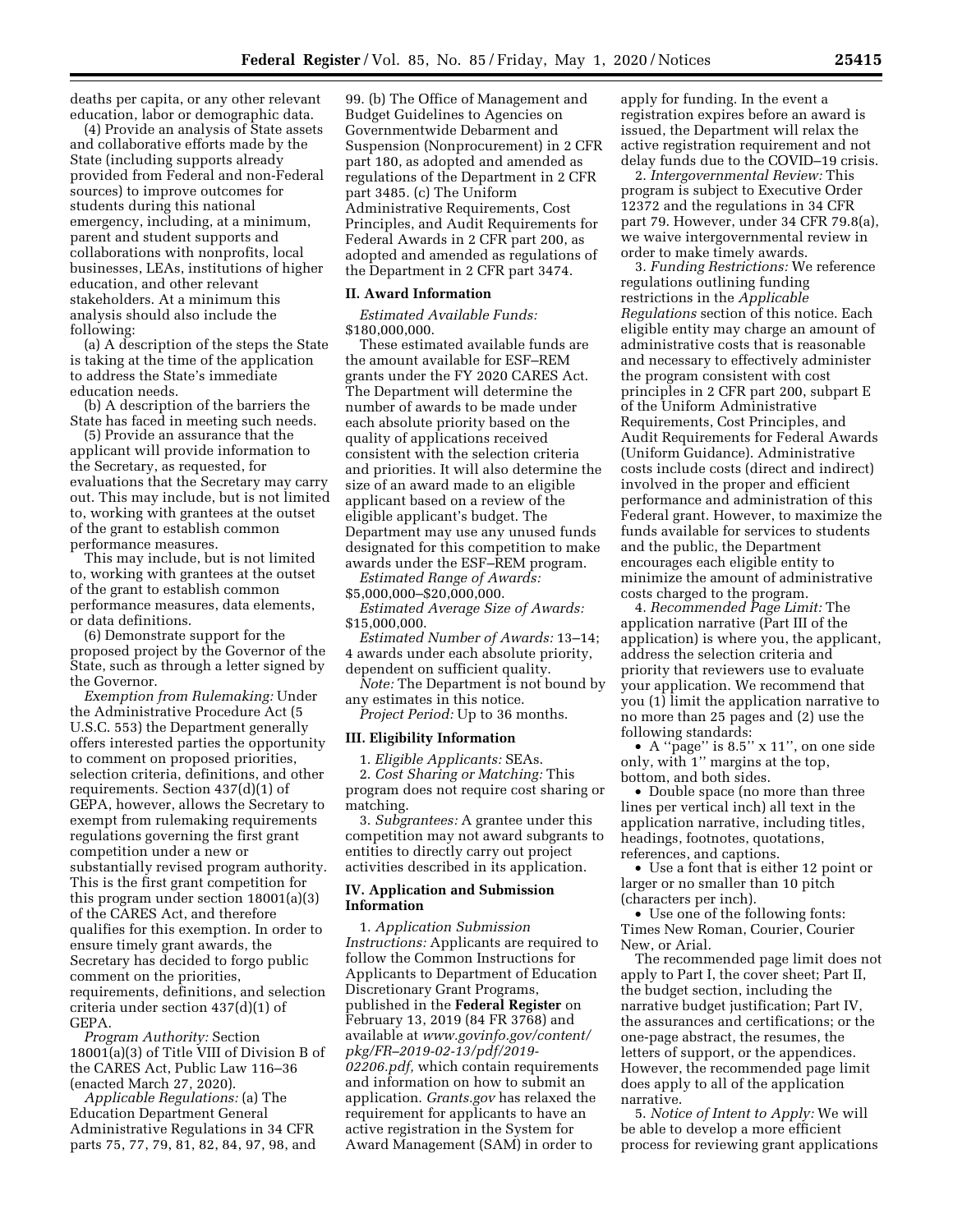deaths per capita, or any other relevant education, labor or demographic data.

(4) Provide an analysis of State assets and collaborative efforts made by the State (including supports already provided from Federal and non-Federal sources) to improve outcomes for students during this national emergency, including, at a minimum, parent and student supports and collaborations with nonprofits, local businesses, LEAs, institutions of higher education, and other relevant stakeholders. At a minimum this analysis should also include the following:

(a) A description of the steps the State is taking at the time of the application to address the State's immediate education needs.

(b) A description of the barriers the State has faced in meeting such needs.

(5) Provide an assurance that the applicant will provide information to the Secretary, as requested, for evaluations that the Secretary may carry out. This may include, but is not limited to, working with grantees at the outset of the grant to establish common performance measures.

This may include, but is not limited to, working with grantees at the outset of the grant to establish common performance measures, data elements, or data definitions.

(6) Demonstrate support for the proposed project by the Governor of the State, such as through a letter signed by the Governor.

*Exemption from Rulemaking:* Under the Administrative Procedure Act (5 U.S.C. 553) the Department generally offers interested parties the opportunity to comment on proposed priorities, selection criteria, definitions, and other requirements. Section 437(d)(1) of GEPA, however, allows the Secretary to exempt from rulemaking requirements regulations governing the first grant competition under a new or substantially revised program authority. This is the first grant competition for this program under section 18001(a)(3) of the CARES Act, and therefore qualifies for this exemption. In order to ensure timely grant awards, the Secretary has decided to forgo public comment on the priorities, requirements, definitions, and selection criteria under section 437(d)(1) of GEPA.

*Program Authority:* Section 18001(a)(3) of Title VIII of Division B of the CARES Act, Public Law 116–36 (enacted March 27, 2020).

*Applicable Regulations:* (a) The Education Department General Administrative Regulations in 34 CFR parts 75, 77, 79, 81, 82, 84, 97, 98, and 99. (b) The Office of Management and Budget Guidelines to Agencies on Governmentwide Debarment and Suspension (Nonprocurement) in 2 CFR part 180, as adopted and amended as regulations of the Department in 2 CFR part 3485. (c) The Uniform Administrative Requirements, Cost Principles, and Audit Requirements for Federal Awards in 2 CFR part 200, as adopted and amended as regulations of the Department in 2 CFR part 3474.

## II. Award Information

*Estimated Available Funds:* $180,000,000.

These estimated available funds are the amount available for ESF–REM grants under the FY 2020 CARES Act. The Department will determine the number of awards to be made under each absolute priority based on the quality of applications received consistent with the selection criteria and priorities. It will also determine the size of an award made to an eligible applicant based on a review of the eligible applicant's budget. The Department may use any unused funds designated for this competition to make awards under the ESF–REM program.

*Estimated Range of Awards:* $5,000,000–$20,000,000.

*Estimated Average Size of Awards:* $15,000,000.

*Estimated Number of Awards:* 13–14; 4 awards under each absolute priority, dependent on sufficient quality.

*Note:* The Department is not bound by any estimates in this notice.

*Project Period:* Up to 36 months.

## III. Eligibility Information

1. *Eligible Applicants:* SEAs.

2. *Cost Sharing or Matching:* This program does not require cost sharing or matching.

3. *Subgrantees:* A grantee under this competition may not award subgrants to entities to directly carry out project activities described in its application.

## IV. Application and Submission Information

1. *Application Submission Instructions:* Applicants are required to follow the Common Instructions for Applicants to Department of Education Discretionary Grant Programs, published in the **Federal Register** on February 13, 2019 (84 FR 3768) and available at *www.govinfo.gov/content/pkg/FR–2019-02-13/pdf/2019-02206.pdf,* which contain requirements and information on how to submit an application. *Grants.gov* has relaxed the requirement for applicants to have an active registration in the System for Award Management (SAM) in order to apply for funding. In the event a registration expires before an award is issued, the Department will relax the active registration requirement and not delay funds due to the COVID–19 crisis.

2. *Intergovernmental Review:* This program is subject to Executive Order 12372 and the regulations in 34 CFR part 79. However, under 34 CFR 79.8(a), we waive intergovernmental review in order to make timely awards.

3. *Funding Restrictions:* We reference regulations outlining funding restrictions in the *Applicable Regulations* section of this notice. Each eligible entity may charge an amount of administrative costs that is reasonable and necessary to effectively administer the program consistent with cost principles in 2 CFR part 200, subpart E of the Uniform Administrative Requirements, Cost Principles, and Audit Requirements for Federal Awards (Uniform Guidance). Administrative costs include costs (direct and indirect) involved in the proper and efficient performance and administration of this Federal grant. However, to maximize the funds available for services to students and the public, the Department encourages each eligible entity to minimize the amount of administrative costs charged to the program.

4. *Recommended Page Limit:* The application narrative (Part III of the application) is where you, the applicant, address the selection criteria and priority that reviewers use to evaluate your application. We recommend that you (1) limit the application narrative to no more than 25 pages and (2) use the following standards:

- A ''page'' is 8.5'' x 11'', on one side only, with 1'' margins at the top, bottom, and both sides.
- Double space (no more than three lines per vertical inch) all text in the application narrative, including titles, headings, footnotes, quotations, references, and captions.
- Use a font that is either 12 point or larger or no smaller than 10 pitch (characters per inch).
- Use one of the following fonts: Times New Roman, Courier, Courier New, or Arial.

The recommended page limit does not apply to Part I, the cover sheet; Part II, the budget section, including the narrative budget justification; Part IV, the assurances and certifications; or the one-page abstract, the resumes, the letters of support, or the appendices. However, the recommended page limit does apply to all of the application narrative.

5. *Notice of Intent to Apply:* We will be able to develop a more efficient process for reviewing grant applications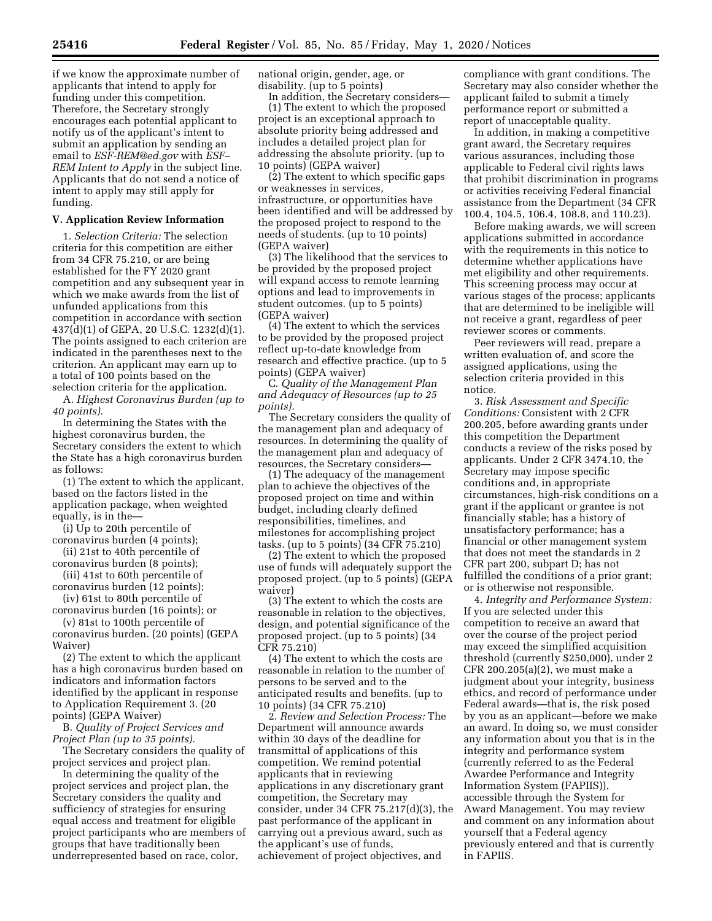if we know the approximate number of applicants that intend to apply for funding under this competition. Therefore, the Secretary strongly encourages each potential applicant to notify us of the applicant's intent to submit an application by sending an email to *ESF-REM@ed.gov* with *ESF–REM Intent to Apply* in the subject line. Applicants that do not send a notice of intent to apply may still apply for funding.

## V. Application Review Information

1. *Selection Criteria:* The selection criteria for this competition are either from 34 CFR 75.210, or are being established for the FY 2020 grant competition and any subsequent year in which we make awards from the list of unfunded applications from this competition in accordance with section 437(d)(1) of GEPA, 20 U.S.C. 1232(d)(1). The points assigned to each criterion are indicated in the parentheses next to the criterion. An applicant may earn up to a total of 100 points based on the selection criteria for the application.

A. *Highest Coronavirus Burden (up to 40 points).*

In determining the States with the highest coronavirus burden, the Secretary considers the extent to which the State has a high coronavirus burden as follows:

(1) The extent to which the applicant, based on the factors listed in the application package, when weighted equally, is in the—

(i) Up to 20th percentile of coronavirus burden (4 points);

(ii) 21st to 40th percentile of coronavirus burden (8 points);

(iii) 41st to 60th percentile of coronavirus burden (12 points);

(iv) 61st to 80th percentile of coronavirus burden (16 points); or

(v) 81st to 100th percentile of coronavirus burden. (20 points) (GEPA Waiver)

(2) The extent to which the applicant has a high coronavirus burden based on indicators and information factors identified by the applicant in response to Application Requirement 3. (20 points) (GEPA Waiver)

B. *Quality of Project Services and Project Plan (up to 35 points).*

The Secretary considers the quality of project services and project plan.

In determining the quality of the project services and project plan, the Secretary considers the quality and sufficiency of strategies for ensuring equal access and treatment for eligible project participants who are members of groups that have traditionally been underrepresented based on race, color, national origin, gender, age, or disability. (up to 5 points)

In addition, the Secretary considers—

(1) The extent to which the proposed project is an exceptional approach to absolute priority being addressed and includes a detailed project plan for addressing the absolute priority. (up to 10 points) (GEPA waiver)

(2) The extent to which specific gaps or weaknesses in services, infrastructure, or opportunities have been identified and will be addressed by the proposed project to respond to the needs of students. (up to 10 points) (GEPA waiver)

(3) The likelihood that the services to be provided by the proposed project will expand access to remote learning options and lead to improvements in student outcomes. (up to 5 points) (GEPA waiver)

(4) The extent to which the services to be provided by the proposed project reflect up-to-date knowledge from research and effective practice. (up to 5 points) (GEPA waiver)

C. *Quality of the Management Plan and Adequacy of Resources (up to 25 points).*

The Secretary considers the quality of the management plan and adequacy of resources. In determining the quality of the management plan and adequacy of resources, the Secretary considers—

(1) The adequacy of the management plan to achieve the objectives of the proposed project on time and within budget, including clearly defined responsibilities, timelines, and milestones for accomplishing project tasks. (up to 5 points) (34 CFR 75.210)

(2) The extent to which the proposed use of funds will adequately support the proposed project. (up to 5 points) (GEPA waiver)

(3) The extent to which the costs are reasonable in relation to the objectives, design, and potential significance of the proposed project. (up to 5 points) (34 CFR 75.210)

(4) The extent to which the costs are reasonable in relation to the number of persons to be served and to the anticipated results and benefits. (up to 10 points) (34 CFR 75.210)

2. *Review and Selection Process:* The Department will announce awards within 30 days of the deadline for transmittal of applications of this competition. We remind potential applicants that in reviewing applications in any discretionary grant competition, the Secretary may consider, under 34 CFR 75.217(d)(3), the past performance of the applicant in carrying out a previous award, such as the applicant's use of funds, achievement of project objectives, and compliance with grant conditions. The Secretary may also consider whether the applicant failed to submit a timely performance report or submitted a report of unacceptable quality.

In addition, in making a competitive grant award, the Secretary requires various assurances, including those applicable to Federal civil rights laws that prohibit discrimination in programs or activities receiving Federal financial assistance from the Department (34 CFR 100.4, 104.5, 106.4, 108.8, and 110.23).

Before making awards, we will screen applications submitted in accordance with the requirements in this notice to determine whether applications have met eligibility and other requirements. This screening process may occur at various stages of the process; applicants that are determined to be ineligible will not receive a grant, regardless of peer reviewer scores or comments.

Peer reviewers will read, prepare a written evaluation of, and score the assigned applications, using the selection criteria provided in this notice.

3. *Risk Assessment and Specific Conditions:* Consistent with 2 CFR 200.205, before awarding grants under this competition the Department conducts a review of the risks posed by applicants. Under 2 CFR 3474.10, the Secretary may impose specific conditions and, in appropriate circumstances, high-risk conditions on a grant if the applicant or grantee is not financially stable; has a history of unsatisfactory performance; has a financial or other management system that does not meet the standards in 2 CFR part 200, subpart D; has not fulfilled the conditions of a prior grant; or is otherwise not responsible.

4. *Integrity and Performance System:* If you are selected under this competition to receive an award that over the course of the project period may exceed the simplified acquisition threshold (currently $250,000), under 2 CFR 200.205(a)(2), we must make a judgment about your integrity, business ethics, and record of performance under Federal awards—that is, the risk posed by you as an applicant—before we make an award. In doing so, we must consider any information about you that is in the integrity and performance system (currently referred to as the Federal Awardee Performance and Integrity Information System (FAPIIS)), accessible through the System for Award Management. You may review and comment on any information about yourself that a Federal agency previously entered and that is currently in FAPIIS.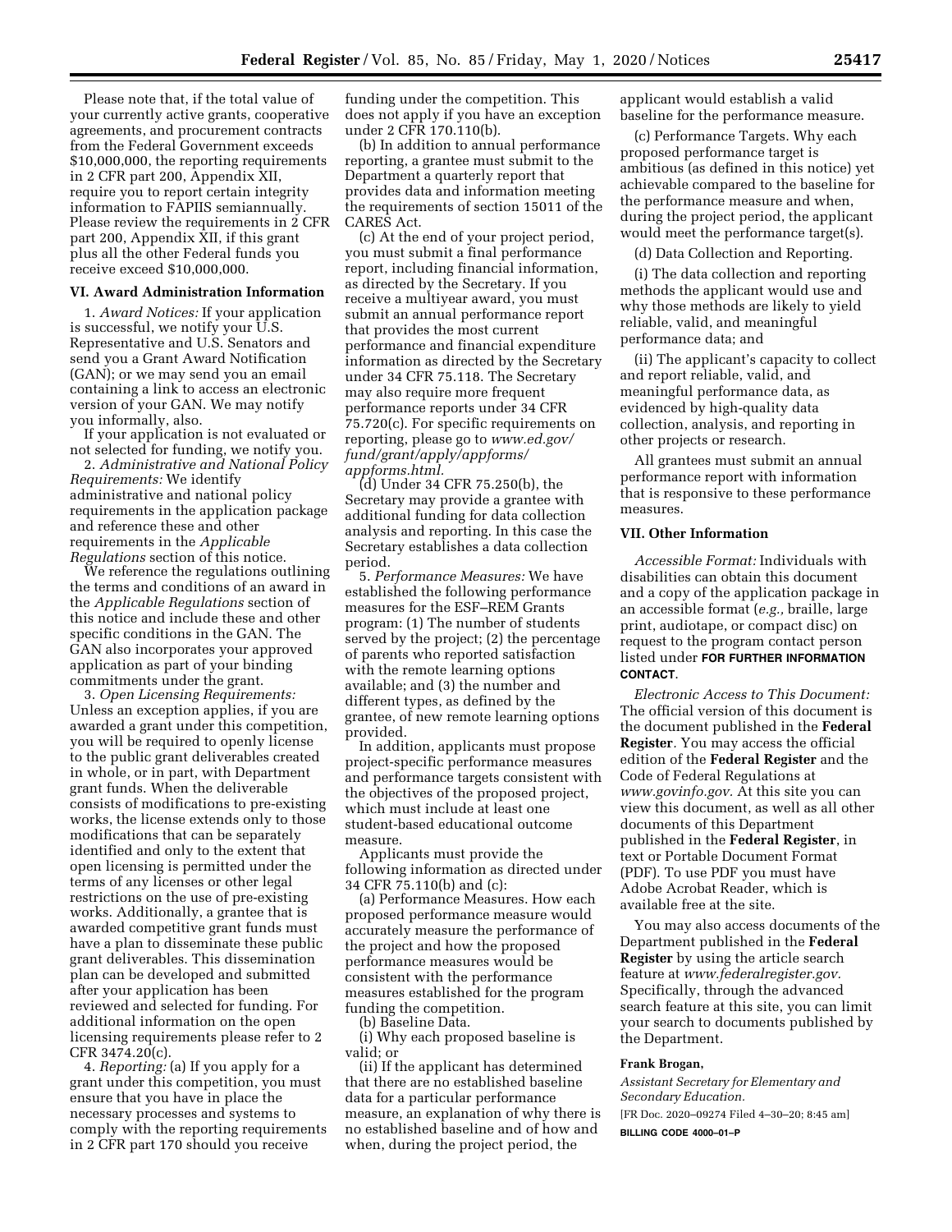Please note that, if the total value of your currently active grants, cooperative agreements, and procurement contracts from the Federal Government exceeds $10,000,000, the reporting requirements in 2 CFR part 200, Appendix XII, require you to report certain integrity information to FAPIIS semiannually. Please review the requirements in 2 CFR part 200, Appendix XII, if this grant plus all the other Federal funds you receive exceed $10,000,000.

## VI. Award Administration Information

1. *Award Notices:* If your application is successful, we notify your U.S. Representative and U.S. Senators and send you a Grant Award Notification (GAN); or we may send you an email containing a link to access an electronic version of your GAN. We may notify you informally, also.

If your application is not evaluated or not selected for funding, we notify you.

2. *Administrative and National Policy Requirements:* We identify administrative and national policy requirements in the application package and reference these and other requirements in the *Applicable Regulations* section of this notice.

We reference the regulations outlining the terms and conditions of an award in the *Applicable Regulations* section of this notice and include these and other specific conditions in the GAN. The GAN also incorporates your approved application as part of your binding commitments under the grant.

3. *Open Licensing Requirements:* Unless an exception applies, if you are awarded a grant under this competition, you will be required to openly license to the public grant deliverables created in whole, or in part, with Department grant funds. When the deliverable consists of modifications to pre-existing works, the license extends only to those modifications that can be separately identified and only to the extent that open licensing is permitted under the terms of any licenses or other legal restrictions on the use of pre-existing works. Additionally, a grantee that is awarded competitive grant funds must have a plan to disseminate these public grant deliverables. This dissemination plan can be developed and submitted after your application has been reviewed and selected for funding. For additional information on the open licensing requirements please refer to 2 CFR 3474.20(c).

4. *Reporting:* (a) If you apply for a grant under this competition, you must ensure that you have in place the necessary processes and systems to comply with the reporting requirements in 2 CFR part 170 should you receive funding under the competition. This does not apply if you have an exception under 2 CFR 170.110(b).

(b) In addition to annual performance reporting, a grantee must submit to the Department a quarterly report that provides data and information meeting the requirements of section 15011 of the CARES Act.

(c) At the end of your project period, you must submit a final performance report, including financial information, as directed by the Secretary. If you receive a multiyear award, you must submit an annual performance report that provides the most current performance and financial expenditure information as directed by the Secretary under 34 CFR 75.118. The Secretary may also require more frequent performance reports under 34 CFR 75.720(c). For specific requirements on reporting, please go to *www.ed.gov/fund/grant/apply/appforms/appforms.html.*

(d) Under 34 CFR 75.250(b), the Secretary may provide a grantee with additional funding for data collection analysis and reporting. In this case the Secretary establishes a data collection period.

5. *Performance Measures:* We have established the following performance measures for the ESF–REM Grants program: (1) The number of students served by the project; (2) the percentage of parents who reported satisfaction with the remote learning options available; and (3) the number and different types, as defined by the grantee, of new remote learning options provided.

In addition, applicants must propose project-specific performance measures and performance targets consistent with the objectives of the proposed project, which must include at least one student-based educational outcome measure.

Applicants must provide the following information as directed under 34 CFR 75.110(b) and (c):

(a) Performance Measures. How each proposed performance measure would accurately measure the performance of the project and how the proposed performance measures would be consistent with the performance measures established for the program funding the competition.

(b) Baseline Data.

(i) Why each proposed baseline is valid; or

(ii) If the applicant has determined that there are no established baseline data for a particular performance measure, an explanation of why there is no established baseline and of how and when, during the project period, the applicant would establish a valid baseline for the performance measure.

(c) Performance Targets. Why each proposed performance target is ambitious (as defined in this notice) yet achievable compared to the baseline for the performance measure and when, during the project period, the applicant would meet the performance target(s).

(d) Data Collection and Reporting.

(i) The data collection and reporting methods the applicant would use and why those methods are likely to yield reliable, valid, and meaningful performance data; and

(ii) The applicant's capacity to collect and report reliable, valid, and meaningful performance data, as evidenced by high-quality data collection, analysis, and reporting in other projects or research.

All grantees must submit an annual performance report with information that is responsive to these performance measures.

## VII. Other Information

*Accessible Format:* Individuals with disabilities can obtain this document and a copy of the application package in an accessible format (*e.g.,* braille, large print, audiotape, or compact disc) on request to the program contact person listed under **FOR FURTHER INFORMATION CONTACT**.

*Electronic Access to This Document:* The official version of this document is the document published in the **Federal Register**. You may access the official edition of the **Federal Register** and the Code of Federal Regulations at *www.govinfo.gov.* At this site you can view this document, as well as all other documents of this Department published in the **Federal Register**, in text or Portable Document Format (PDF). To use PDF you must have Adobe Acrobat Reader, which is available free at the site.

You may also access documents of the Department published in the **Federal Register** by using the article search feature at *www.federalregister.gov.* Specifically, through the advanced search feature at this site, you can limit your search to documents published by the Department.

**Frank Brogan,**

*Assistant Secretary for Elementary and Secondary Education.*

[FR Doc. 2020–09274 Filed 4–30–20; 8:45 am]

**BILLING CODE 4000–01–P**